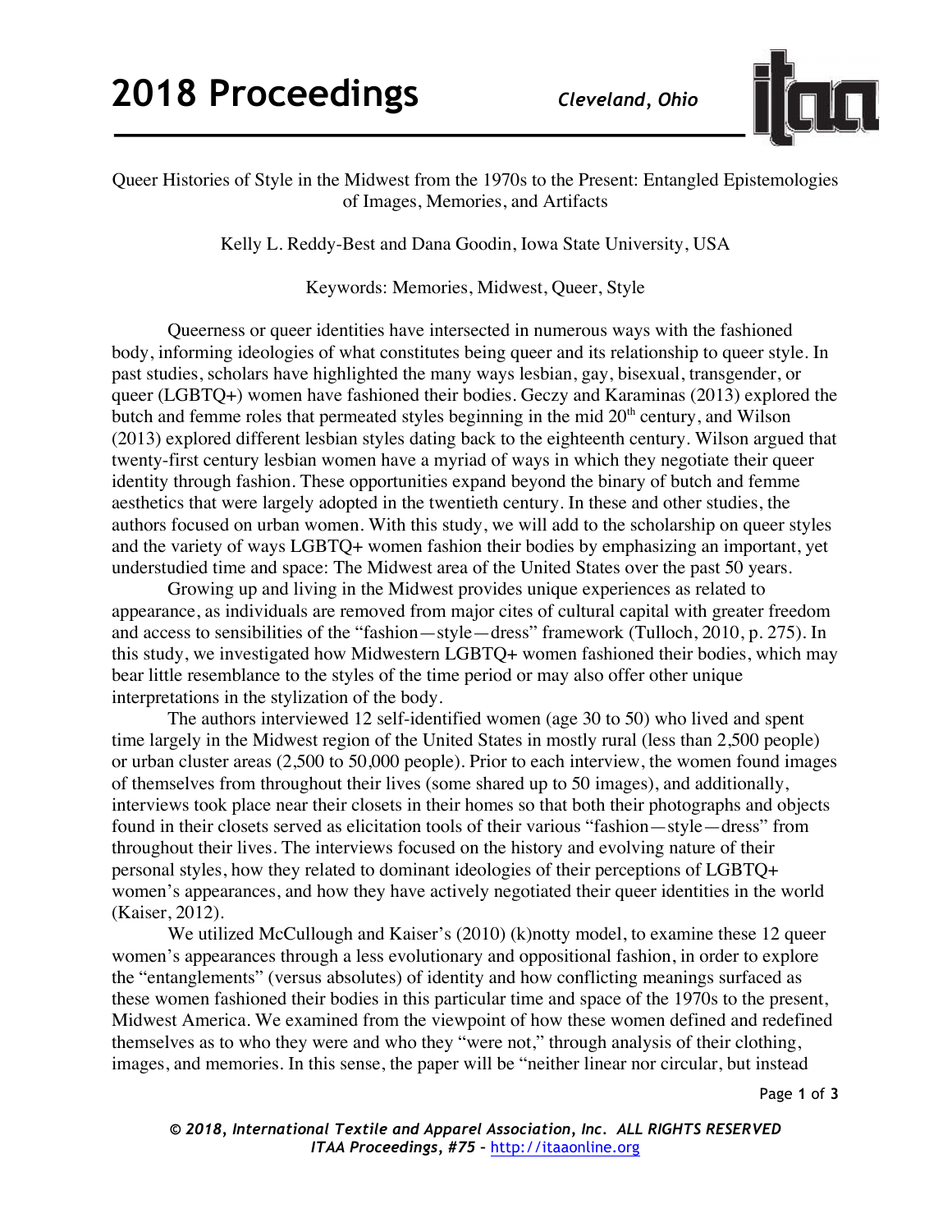Queer Histories of Style in the Midwest from the 1970s to the Present: Entangled Epistemologies of Images, Memories, and Artifacts

Kelly L. Reddy-Best and Dana Goodin, Iowa State University, USA

Keywords: Memories, Midwest, Queer, Style

Queerness or queer identities have intersected in numerous ways with the fashioned body, informing ideologies of what constitutes being queer and its relationship to queer style. In past studies, scholars have highlighted the many ways lesbian, gay, bisexual, transgender, or queer (LGBTQ+) women have fashioned their bodies. Geczy and Karaminas (2013) explored the butch and femme roles that permeated styles beginning in the mid 20th century, and Wilson (2013) explored different lesbian styles dating back to the eighteenth century. Wilson argued that twenty-first century lesbian women have a myriad of ways in which they negotiate their queer identity through fashion. These opportunities expand beyond the binary of butch and femme aesthetics that were largely adopted in the twentieth century. In these and other studies, the authors focused on urban women. With this study, we will add to the scholarship on queer styles and the variety of ways LGBTQ+ women fashion their bodies by emphasizing an important, yet understudied time and space: The Midwest area of the United States over the past 50 years.

Growing up and living in the Midwest provides unique experiences as related to appearance, as individuals are removed from major cites of cultural capital with greater freedom and access to sensibilities of the "fashion—style—dress" framework (Tulloch, 2010, p. 275). In this study, we investigated how Midwestern LGBTQ+ women fashioned their bodies, which may bear little resemblance to the styles of the time period or may also offer other unique interpretations in the stylization of the body.

The authors interviewed 12 self-identified women (age 30 to 50) who lived and spent time largely in the Midwest region of the United States in mostly rural (less than 2,500 people) or urban cluster areas (2,500 to 50,000 people). Prior to each interview, the women found images of themselves from throughout their lives (some shared up to 50 images), and additionally, interviews took place near their closets in their homes so that both their photographs and objects found in their closets served as elicitation tools of their various "fashion—style—dress" from throughout their lives. The interviews focused on the history and evolving nature of their personal styles, how they related to dominant ideologies of their perceptions of LGBTQ+ women's appearances, and how they have actively negotiated their queer identities in the world (Kaiser, 2012).

We utilized McCullough and Kaiser's (2010) (k)notty model, to examine these 12 queer women's appearances through a less evolutionary and oppositional fashion, in order to explore the "entanglements" (versus absolutes) of identity and how conflicting meanings surfaced as these women fashioned their bodies in this particular time and space of the 1970s to the present, Midwest America. We examined from the viewpoint of how these women defined and redefined themselves as to who they were and who they "were not," through analysis of their clothing, images, and memories. In this sense, the paper will be "neither linear nor circular, but instead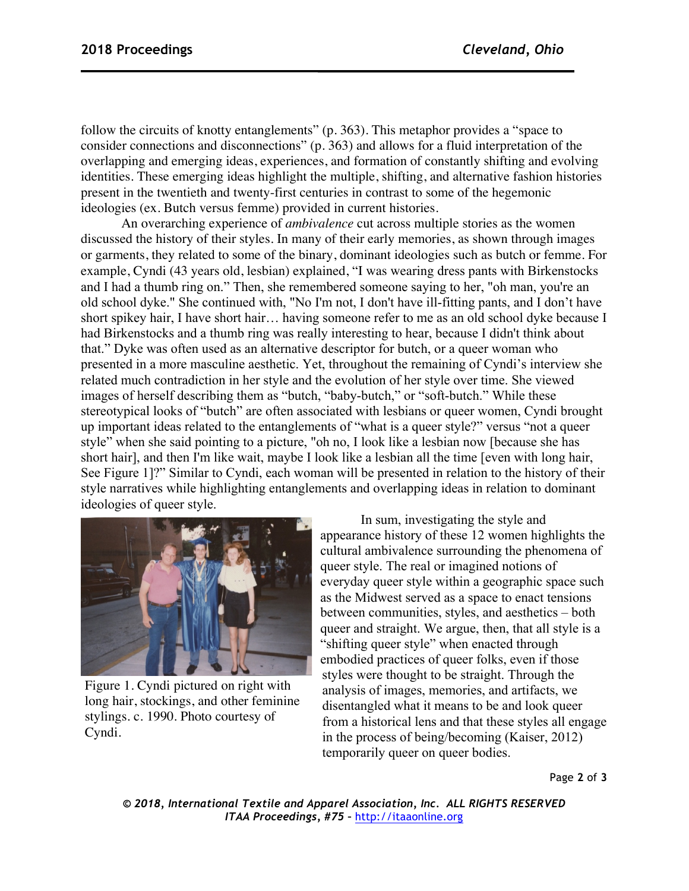follow the circuits of knotty entanglements" (p. 363). This metaphor provides a "space to consider connections and disconnections" (p. 363) and allows for a fluid interpretation of the overlapping and emerging ideas, experiences, and formation of constantly shifting and evolving identities. These emerging ideas highlight the multiple, shifting, and alternative fashion histories present in the twentieth and twenty-first centuries in contrast to some of the hegemonic ideologies (ex. Butch versus femme) provided in current histories.

An overarching experience of *ambivalence* cut across multiple stories as the women discussed the history of their styles. In many of their early memories, as shown through images or garments, they related to some of the binary, dominant ideologies such as butch or femme. For example, Cyndi (43 years old, lesbian) explained, "I was wearing dress pants with Birkenstocks and I had a thumb ring on." Then, she remembered someone saying to her, "oh man, you're an old school dyke." She continued with, "No I'm not, I don't have ill-fitting pants, and I don't have short spikey hair, I have short hair… having someone refer to me as an old school dyke because I had Birkenstocks and a thumb ring was really interesting to hear, because I didn't think about that." Dyke was often used as an alternative descriptor for butch, or a queer woman who presented in a more masculine aesthetic. Yet, throughout the remaining of Cyndi's interview she related much contradiction in her style and the evolution of her style over time. She viewed images of herself describing them as "butch, "baby-butch," or "soft-butch." While these stereotypical looks of "butch" are often associated with lesbians or queer women, Cyndi brought up important ideas related to the entanglements of "what is a queer style?" versus "not a queer style" when she said pointing to a picture, "oh no, I look like a lesbian now [because she has short hair], and then I'm like wait, maybe I look like a lesbian all the time [even with long hair, See Figure 1]?" Similar to Cyndi, each woman will be presented in relation to the history of their style narratives while highlighting entanglements and overlapping ideas in relation to dominant ideologies of queer style.

Figure 1. Cyndi pictured on right with long hair, stockings, and other feminine stylings. c. 1990. Photo courtesy of Cyndi.

In sum, investigating the style and appearance history of these 12 women highlights the cultural ambivalence surrounding the phenomena of queer style. The real or imagined notions of everyday queer style within a geographic space such as the Midwest served as a space to enact tensions between communities, styles, and aesthetics – both queer and straight. We argue, then, that all style is a "shifting queer style" when enacted through embodied practices of queer folks, even if those styles were thought to be straight. Through the analysis of images, memories, and artifacts, we disentangled what it means to be and look queer from a historical lens and that these styles all engage in the process of being/becoming (Kaiser, 2012) temporarily queer on queer bodies.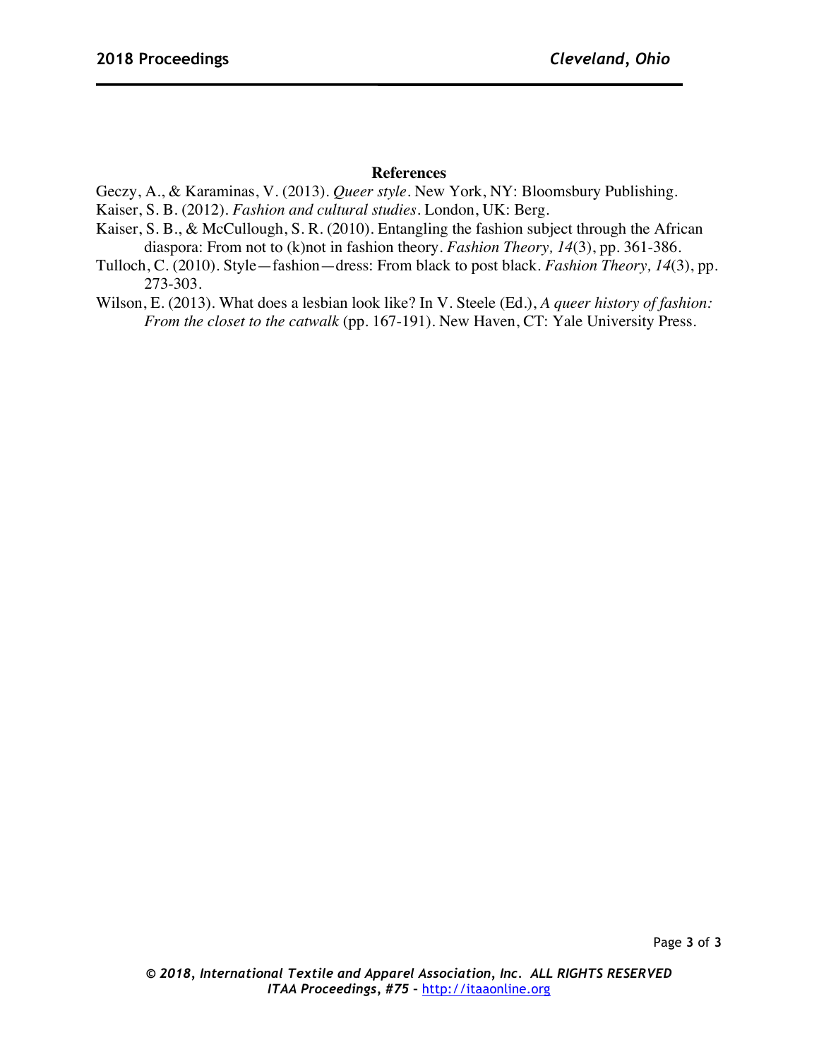## References

Geczy, A., & Karaminas, V. (2013). *Queer style*. New York, NY: Bloomsbury Publishing.

Kaiser, S. B. (2012). *Fashion and cultural studies*. London, UK: Berg.

Kaiser, S. B., & McCullough, S. R. (2010). Entangling the fashion subject through the African diaspora: From not to (k)not in fashion theory. *Fashion Theory, 14*(3), pp. 361-386.

Tulloch, C. (2010). Style—fashion—dress: From black to post black. *Fashion Theory, 14*(3), pp. 273-303.

Wilson, E. (2013). What does a lesbian look like? In V. Steele (Ed.), *A queer history of fashion: From the closet to the catwalk* (pp. 167-191). New Haven, CT: Yale University Press.